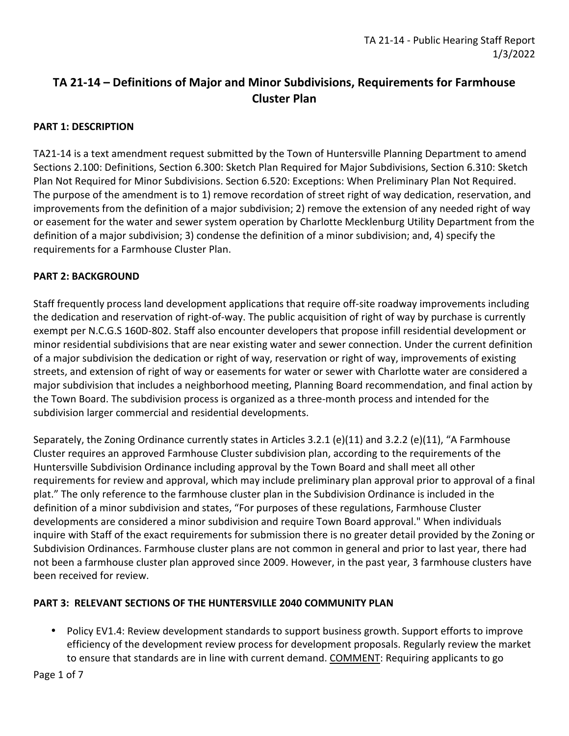# TA 21-14 – Definitions of Major and Minor Subdivisions, Requirements for Farmhouse Cluster Plan

## PART 1: DESCRIPTION

TA21-14 is a text amendment request submitted by the Town of Huntersville Planning Department to amend Sections 2.100: Definitions, Section 6.300: Sketch Plan Required for Major Subdivisions, Section 6.310: Sketch Plan Not Required for Minor Subdivisions. Section 6.520: Exceptions: When Preliminary Plan Not Required. The purpose of the amendment is to 1) remove recordation of street right of way dedication, reservation, and improvements from the definition of a major subdivision; 2) remove the extension of any needed right of way or easement for the water and sewer system operation by Charlotte Mecklenburg Utility Department from the definition of a major subdivision; 3) condense the definition of a minor subdivision; and, 4) specify the requirements for a Farmhouse Cluster Plan.

## PART 2: BACKGROUND

Staff frequently process land development applications that require off-site roadway improvements including the dedication and reservation of right-of-way. The public acquisition of right of way by purchase is currently exempt per N.C.G.S 160D-802. Staff also encounter developers that propose infill residential development or minor residential subdivisions that are near existing water and sewer connection. Under the current definition of a major subdivision the dedication or right of way, reservation or right of way, improvements of existing streets, and extension of right of way or easements for water or sewer with Charlotte water are considered a major subdivision that includes a neighborhood meeting, Planning Board recommendation, and final action by the Town Board. The subdivision process is organized as a three-month process and intended for the subdivision larger commercial and residential developments.

Separately, the Zoning Ordinance currently states in Articles 3.2.1 (e)(11) and 3.2.2 (e)(11), "A Farmhouse Cluster requires an approved Farmhouse Cluster subdivision plan, according to the requirements of the Huntersville Subdivision Ordinance including approval by the Town Board and shall meet all other requirements for review and approval, which may include preliminary plan approval prior to approval of a final plat." The only reference to the farmhouse cluster plan in the Subdivision Ordinance is included in the definition of a minor subdivision and states, "For purposes of these regulations, Farmhouse Cluster developments are considered a minor subdivision and require Town Board approval." When individuals inquire with Staff of the exact requirements for submission there is no greater detail provided by the Zoning or Subdivision Ordinances. Farmhouse cluster plans are not common in general and prior to last year, there had not been a farmhouse cluster plan approved since 2009. However, in the past year, 3 farmhouse clusters have been received for review.

## PART 3: RELEVANT SECTIONS OF THE HUNTERSVILLE 2040 COMMUNITY PLAN

- Policy EV1.4: Review development standards to support business growth. Support efforts to improve efficiency of the development review process for development proposals. Regularly review the market to ensure that standards are in line with current demand. COMMENT: Requiring applicants to go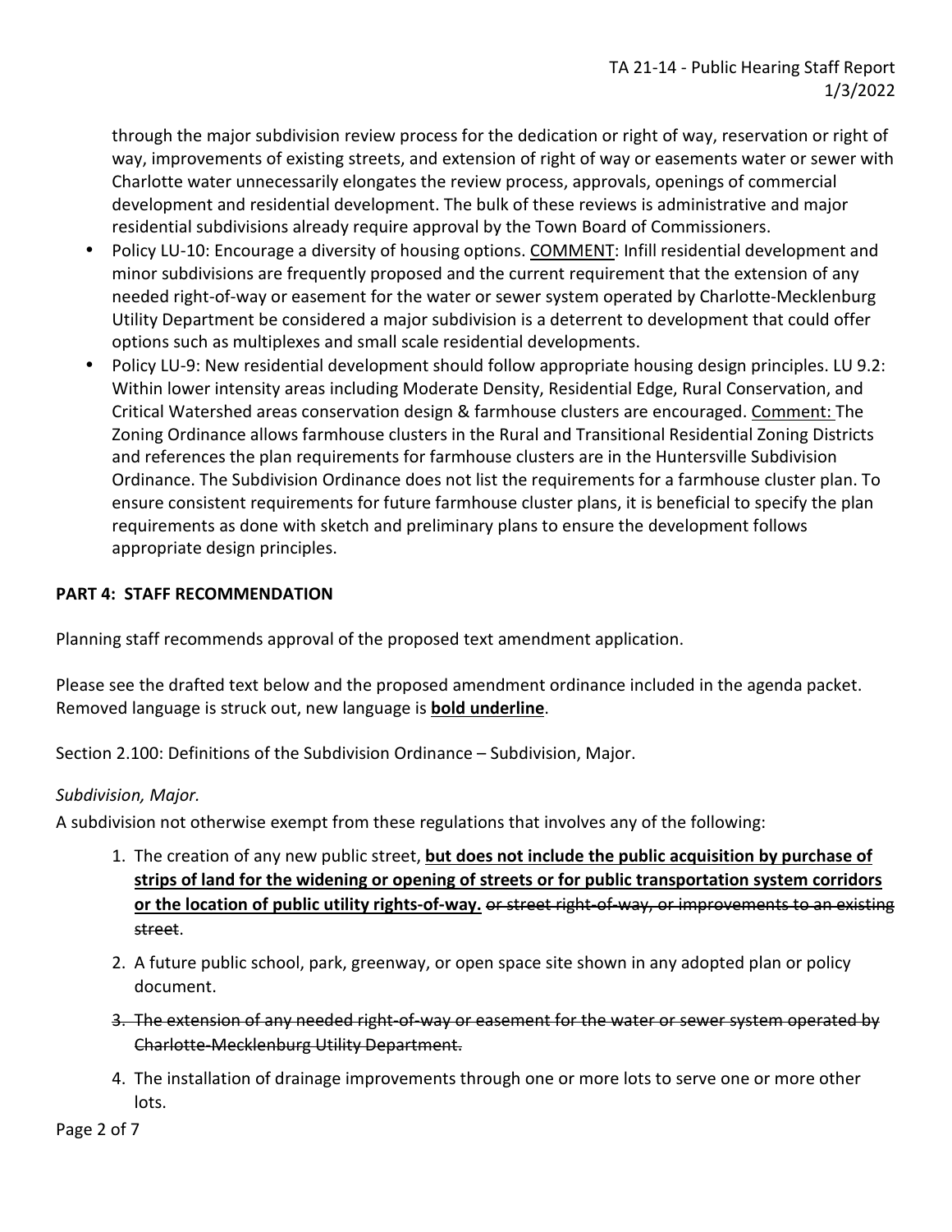through the major subdivision review process for the dedication or right of way, reservation or right of way, improvements of existing streets, and extension of right of way or easements water or sewer with Charlotte water unnecessarily elongates the review process, approvals, openings of commercial development and residential development. The bulk of these reviews is administrative and major residential subdivisions already require approval by the Town Board of Commissioners.

- Policy LU-10: Encourage a diversity of housing options. <u>COMMENT</u>: Infill residential development and minor subdivisions are frequently proposed and the current requirement that the extension of any needed right-of-way or easement for the water or sewer system operated by Charlotte-Mecklenburg Utility Department be considered a major subdivision is a deterrent to development that could offer options such as multiplexes and small scale residential developments.
- Policy LU-9: New residential development should follow appropriate housing design principles. LU 9.2: Within lower intensity areas including Moderate Density, Residential Edge, Rural Conservation, and Critical Watershed areas conservation design & farmhouse clusters are encouraged. <u>Comment:</u> The Zoning Ordinance allows farmhouse clusters in the Rural and Transitional Residential Zoning Districts and references the plan requirements for farmhouse clusters are in the Huntersville Subdivision Ordinance. The Subdivision Ordinance does not list the requirements for a farmhouse cluster plan. To ensure consistent requirements for future farmhouse cluster plans, it is beneficial to specify the plan requirements as done with sketch and preliminary plans to ensure the development follows appropriate design principles.

**PART 4: STAFF RECOMMENDATION**

Planning staff recommends approval of the proposed text amendment application.

Please see the drafted text below and the proposed amendment ordinance included in the agenda packet. Removed language is struck out, new language is **<u>bold underline</u>**.

Section 2.100: Definitions of the Subdivision Ordinance – Subdivision, Major.

*Subdivision, Major.*

A subdivision not otherwise exempt from these regulations that involves any of the following:

1. The creation of any new public street, **<u>but does not include the public acquisition by purchase of strips of land for the widening or opening of streets or for public transportation system corridors or the location of public utility rights-of-way.</u>** ~~or street right-of-way, or improvements to an existing street~~.
2. A future public school, park, greenway, or open space site shown in any adopted plan or policy document.
3. ~~The extension of any needed right-of-way or easement for the water or sewer system operated by Charlotte-Mecklenburg Utility Department.~~
4. The installation of drainage improvements through one or more lots to serve one or more other lots.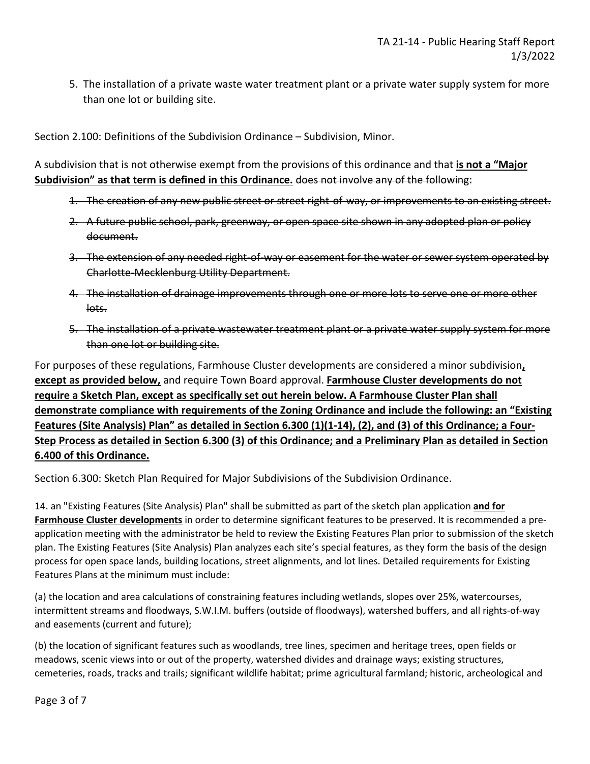5. The installation of a private waste water treatment plant or a private water supply system for more than one lot or building site.

Section 2.100: Definitions of the Subdivision Ordinance – Subdivision, Minor.

A subdivision that is not otherwise exempt from the provisions of this ordinance and that **<u>is not a "Major Subdivision" as that term is defined in this Ordinance.</u>** ~~does not involve any of the following:~~

1. ~~The creation of any new public street or street right-of-way, or improvements to an existing street.~~
2. ~~A future public school, park, greenway, or open space site shown in any adopted plan or policy document.~~
3. ~~The extension of any needed right-of-way or easement for the water or sewer system operated by Charlotte-Mecklenburg Utility Department.~~
4. ~~The installation of drainage improvements through one or more lots to serve one or more other lots.~~
5. ~~The installation of a private wastewater treatment plant or a private water supply system for more than one lot or building site.~~

For purposes of these regulations, Farmhouse Cluster developments are considered a minor subdivision**<u>, except as provided below,</u>** and require Town Board approval. **<u>Farmhouse Cluster developments do not require a Sketch Plan, except as specifically set out herein below. A Farmhouse Cluster Plan shall demonstrate compliance with requirements of the Zoning Ordinance and include the following: an "Existing Features (Site Analysis) Plan" as detailed in Section 6.300 (1)(1-14), (2), and (3) of this Ordinance; a Four-Step Process as detailed in Section 6.300 (3) of this Ordinance; and a Preliminary Plan as detailed in Section 6.400 of this Ordinance.</u>**

Section 6.300: Sketch Plan Required for Major Subdivisions of the Subdivision Ordinance.

14. an "Existing Features (Site Analysis) Plan" shall be submitted as part of the sketch plan application **<u>and for Farmhouse Cluster developments</u>** in order to determine significant features to be preserved. It is recommended a pre-application meeting with the administrator be held to review the Existing Features Plan prior to submission of the sketch plan. The Existing Features (Site Analysis) Plan analyzes each site's special features, as they form the basis of the design process for open space lands, building locations, street alignments, and lot lines. Detailed requirements for Existing Features Plans at the minimum must include:

(a) the location and area calculations of constraining features including wetlands, slopes over 25%, watercourses, intermittent streams and floodways, S.W.I.M. buffers (outside of floodways), watershed buffers, and all rights-of-way and easements (current and future);

(b) the location of significant features such as woodlands, tree lines, specimen and heritage trees, open fields or meadows, scenic views into or out of the property, watershed divides and drainage ways; existing structures, cemeteries, roads, tracks and trails; significant wildlife habitat; prime agricultural farmland; historic, archeological and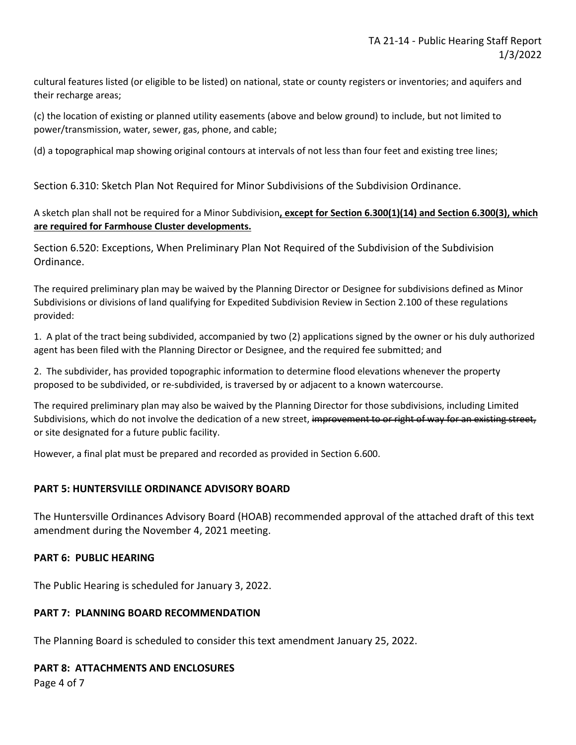cultural features listed (or eligible to be listed) on national, state or county registers or inventories; and aquifers and their recharge areas;

(c) the location of existing or planned utility easements (above and below ground) to include, but not limited to power/transmission, water, sewer, gas, phone, and cable;

(d) a topographical map showing original contours at intervals of not less than four feet and existing tree lines;

Section 6.310: Sketch Plan Not Required for Minor Subdivisions of the Subdivision Ordinance.

A sketch plan shall not be required for a Minor Subdivision<u>**, except for Section 6.300(1)(14) and Section 6.300(3), which are required for Farmhouse Cluster developments.**</u>

Section 6.520: Exceptions, When Preliminary Plan Not Required of the Subdivision of the Subdivision Ordinance.

The required preliminary plan may be waived by the Planning Director or Designee for subdivisions defined as Minor Subdivisions or divisions of land qualifying for Expedited Subdivision Review in Section 2.100 of these regulations provided:

1. A plat of the tract being subdivided, accompanied by two (2) applications signed by the owner or his duly authorized agent has been filed with the Planning Director or Designee, and the required fee submitted; and

2. The subdivider, has provided topographic information to determine flood elevations whenever the property proposed to be subdivided, or re-subdivided, is traversed by or adjacent to a known watercourse.

The required preliminary plan may also be waived by the Planning Director for those subdivisions, including Limited Subdivisions, which do not involve the dedication of a new street, ~~improvement to or right of way for an existing street,~~ or site designated for a future public facility.

However, a final plat must be prepared and recorded as provided in Section 6.600.

## PART 5: HUNTERSVILLE ORDINANCE ADVISORY BOARD

The Huntersville Ordinances Advisory Board (HOAB) recommended approval of the attached draft of this text amendment during the November 4, 2021 meeting.

## PART 6: PUBLIC HEARING

The Public Hearing is scheduled for January 3, 2022.

## PART 7: PLANNING BOARD RECOMMENDATION

The Planning Board is scheduled to consider this text amendment January 25, 2022.

## PART 8: ATTACHMENTS AND ENCLOSURES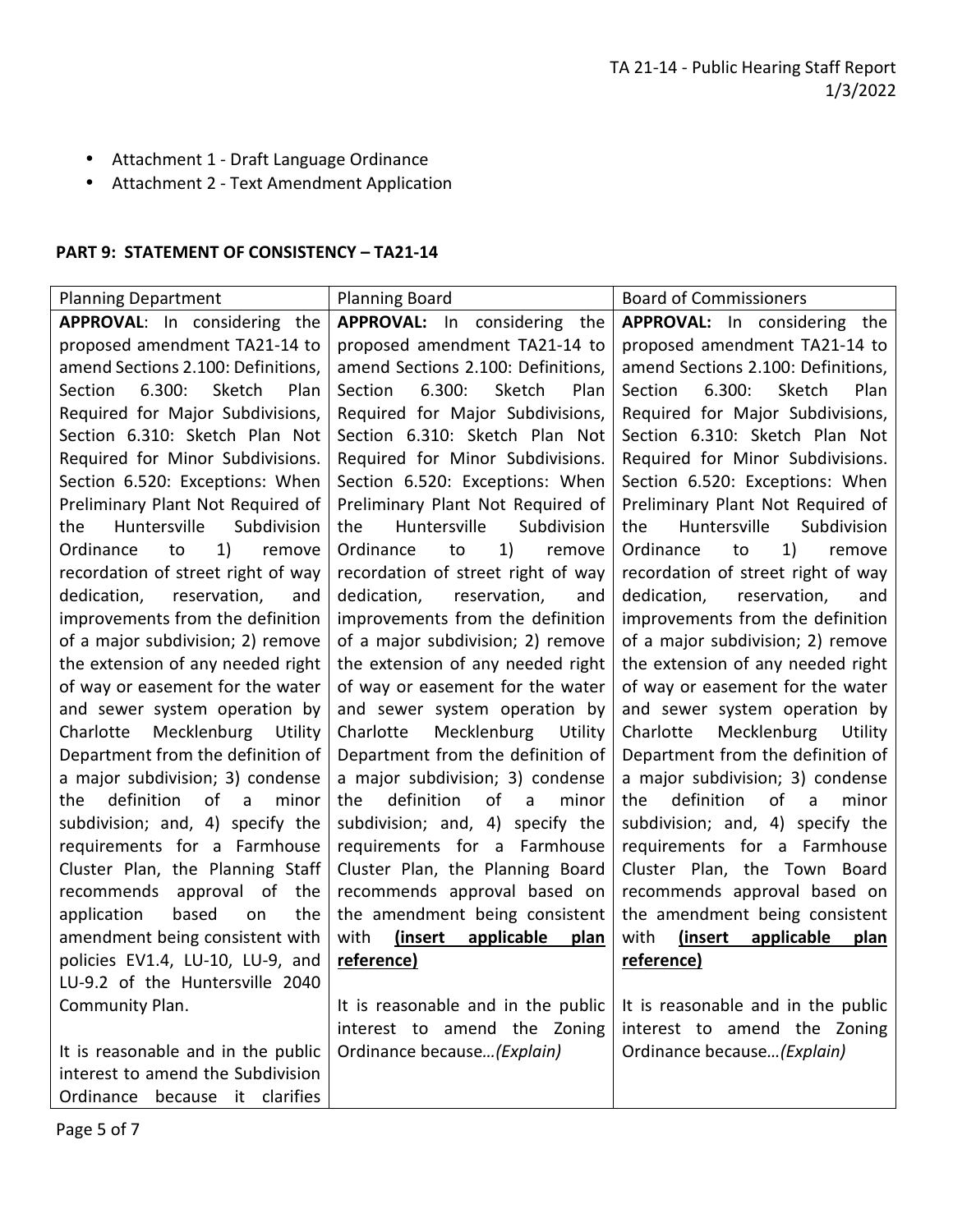- Attachment 1 - Draft Language Ordinance
- Attachment 2 - Text Amendment Application

## PART 9: STATEMENT OF CONSISTENCY – TA21-14

| Planning Department | Planning Board | Board of Commissioners |
|---|---|---|
| **APPROVAL**: In considering the proposed amendment TA21-14 to amend Sections 2.100: Definitions, Section 6.300: Sketch Plan Required for Major Subdivisions, Section 6.310: Sketch Plan Not Required for Minor Subdivisions. Section 6.520: Exceptions: When Preliminary Plant Not Required of the Huntersville Subdivision Ordinance to 1) remove recordation of street right of way dedication, reservation, and improvements from the definition of a major subdivision; 2) remove the extension of any needed right of way or easement for the water and sewer system operation by Charlotte Mecklenburg Utility Department from the definition of a major subdivision; 3) condense the definition of a minor subdivision; and, 4) specify the requirements for a Farmhouse Cluster Plan, the Planning Staff recommends approval of the application based on the amendment being consistent with policies EV1.4, LU-10, LU-9, and LU-9.2 of the Huntersville 2040 Community Plan.<br><br>It is reasonable and in the public interest to amend the Subdivision Ordinance because it clarifies | **APPROVAL:** In considering the proposed amendment TA21-14 to amend Sections 2.100: Definitions, Section 6.300: Sketch Plan Required for Major Subdivisions, Section 6.310: Sketch Plan Not Required for Minor Subdivisions. Section 6.520: Exceptions: When Preliminary Plant Not Required of the Huntersville Subdivision Ordinance to 1) remove recordation of street right of way dedication, reservation, and improvements from the definition of a major subdivision; 2) remove the extension of any needed right of way or easement for the water and sewer system operation by Charlotte Mecklenburg Utility Department from the definition of a major subdivision; 3) condense the definition of a minor subdivision; and, 4) specify the requirements for a Farmhouse Cluster Plan, the Planning Board recommends approval based on the amendment being consistent with **(insert applicable plan reference)**<br><br>It is reasonable and in the public interest to amend the Zoning Ordinance because…*(Explain)* | **APPROVAL:** In considering the proposed amendment TA21-14 to amend Sections 2.100: Definitions, Section 6.300: Sketch Plan Required for Major Subdivisions, Section 6.310: Sketch Plan Not Required for Minor Subdivisions. Section 6.520: Exceptions: When Preliminary Plant Not Required of the Huntersville Subdivision Ordinance to 1) remove recordation of street right of way dedication, reservation, and improvements from the definition of a major subdivision; 2) remove the extension of any needed right of way or easement for the water and sewer system operation by Charlotte Mecklenburg Utility Department from the definition of a major subdivision; 3) condense the definition of a minor subdivision; and, 4) specify the requirements for a Farmhouse Cluster Plan, the Town Board recommends approval based on the amendment being consistent with **(insert applicable plan reference)**<br><br>It is reasonable and in the public interest to amend the Zoning Ordinance because…*(Explain)* |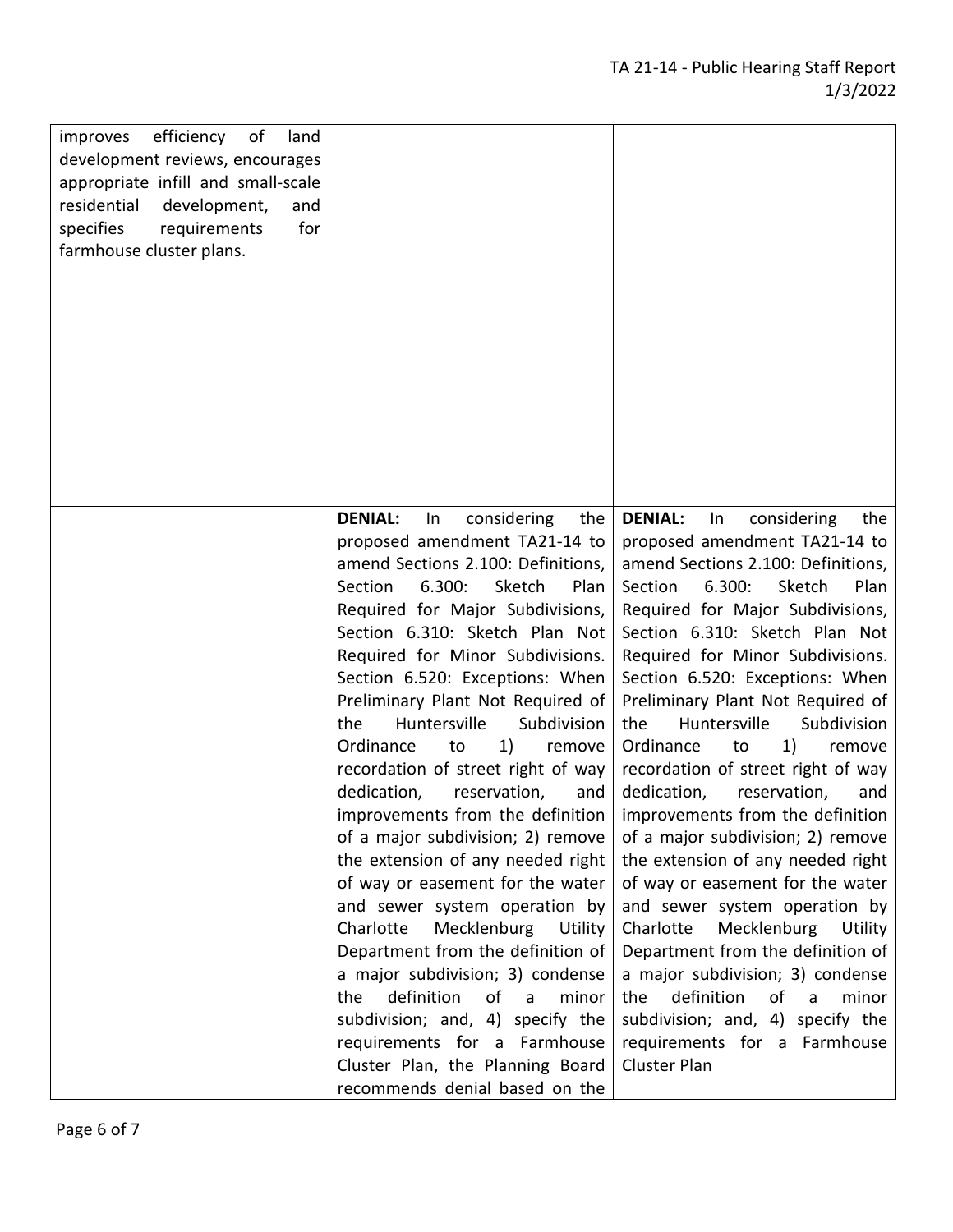| | | |
|---|---|---|
| improves efficiency of land development reviews, encourages appropriate infill and small-scale residential development, and specifies requirements for farmhouse cluster plans. | | |
| | **DENIAL:** In considering the proposed amendment TA21-14 to amend Sections 2.100: Definitions, Section 6.300: Sketch Plan Required for Major Subdivisions, Section 6.310: Sketch Plan Not Required for Minor Subdivisions. Section 6.520: Exceptions: When Preliminary Plant Not Required of the Huntersville Subdivision Ordinance to 1) remove recordation of street right of way dedication, reservation, and improvements from the definition of a major subdivision; 2) remove the extension of any needed right of way or easement for the water and sewer system operation by Charlotte Mecklenburg Utility Department from the definition of a major subdivision; 3) condense the definition of a minor subdivision; and, 4) specify the requirements for a Farmhouse Cluster Plan, the Planning Board recommends denial based on the | **DENIAL:** In considering the proposed amendment TA21-14 to amend Sections 2.100: Definitions, Section 6.300: Sketch Plan Required for Major Subdivisions, Section 6.310: Sketch Plan Not Required for Minor Subdivisions. Section 6.520: Exceptions: When Preliminary Plant Not Required of the Huntersville Subdivision Ordinance to 1) remove recordation of street right of way dedication, reservation, and improvements from the definition of a major subdivision; 2) remove the extension of any needed right of way or easement for the water and sewer system operation by Charlotte Mecklenburg Utility Department from the definition of a major subdivision; 3) condense the definition of a minor subdivision; and, 4) specify the requirements for a Farmhouse Cluster Plan |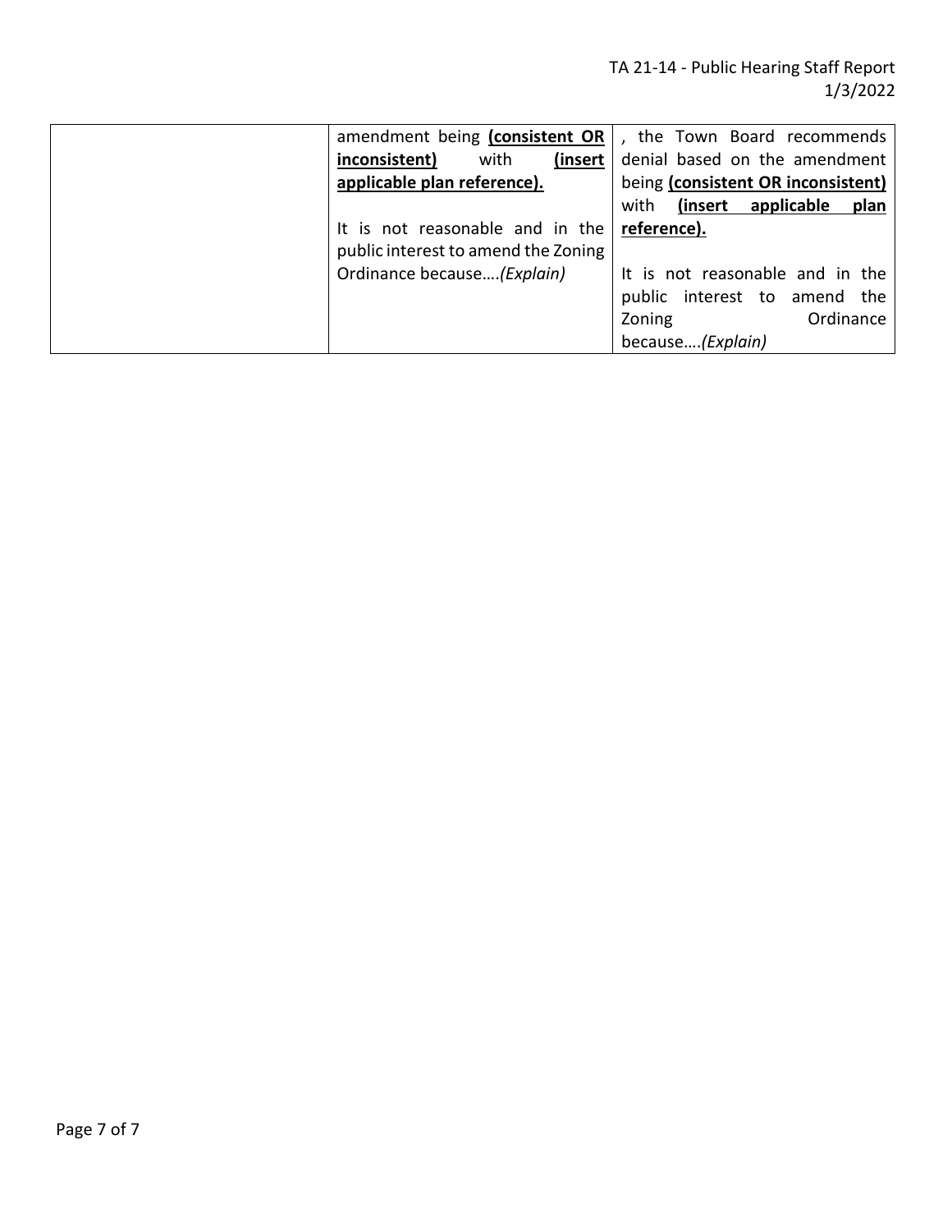|  | amendment being **<u>(consistent OR inconsistent)</u>** with **<u>(insert applicable plan reference).</u>**<br><br>It is not reasonable and in the public interest to amend the Zoning Ordinance because….*(Explain)* | , the Town Board recommends denial based on the amendment being **<u>(consistent OR inconsistent)</u>** with **<u>(insert applicable plan reference).</u>**<br><br>It is not reasonable and in the public interest to amend the Zoning Ordinance because….*(Explain)* |
|---|---|---|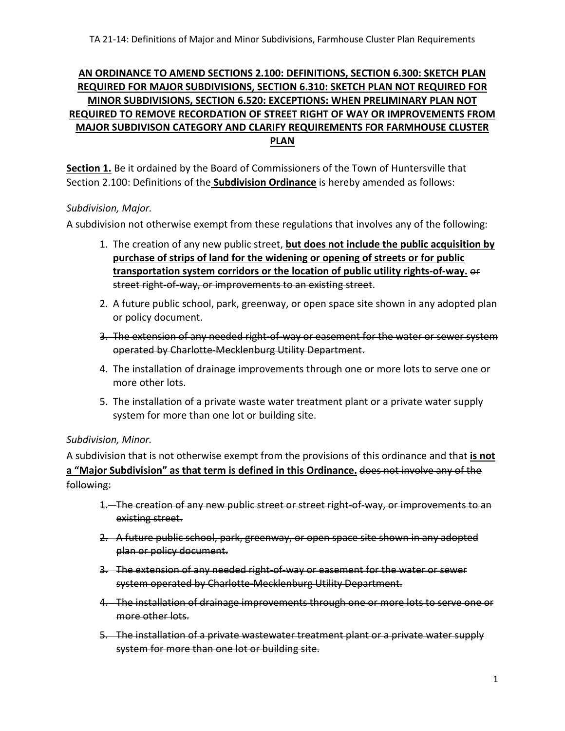**AN ORDINANCE TO AMEND SECTIONS 2.100: DEFINITIONS, SECTION 6.300: SKETCH PLAN REQUIRED FOR MAJOR SUBDIVISIONS, SECTION 6.310: SKETCH PLAN NOT REQUIRED FOR MINOR SUBDIVISIONS, SECTION 6.520: EXCEPTIONS: WHEN PRELIMINARY PLAN NOT REQUIRED TO REMOVE RECORDATION OF STREET RIGHT OF WAY OR IMPROVEMENTS FROM MAJOR SUBDIVISON CATEGORY AND CLARIFY REQUIREMENTS FOR FARMHOUSE CLUSTER PLAN**

**Section 1.** Be it ordained by the Board of Commissioners of the Town of Huntersville that Section 2.100: Definitions of the **Subdivision Ordinance** is hereby amended as follows:

*Subdivision, Major.*

A subdivision not otherwise exempt from these regulations that involves any of the following:

1. The creation of any new public street, **but does not include the public acquisition by purchase of strips of land for the widening or opening of streets or for public transportation system corridors or the location of public utility rights-of-way.** ~~or street right-of-way, or improvements to an existing street~~.
2. A future public school, park, greenway, or open space site shown in any adopted plan or policy document.
3. ~~The extension of any needed right-of-way or easement for the water or sewer system operated by Charlotte-Mecklenburg Utility Department.~~
4. The installation of drainage improvements through one or more lots to serve one or more other lots.
5. The installation of a private waste water treatment plant or a private water supply system for more than one lot or building site.

*Subdivision, Minor.*

A subdivision that is not otherwise exempt from the provisions of this ordinance and that **is not a "Major Subdivision" as that term is defined in this Ordinance.** ~~does not involve any of the following:~~

1. ~~The creation of any new public street or street right-of-way, or improvements to an existing street.~~
2. ~~A future public school, park, greenway, or open space site shown in any adopted plan or policy document.~~
3. ~~The extension of any needed right-of-way or easement for the water or sewer system operated by Charlotte-Mecklenburg Utility Department.~~
4. ~~The installation of drainage improvements through one or more lots to serve one or more other lots.~~
5. ~~The installation of a private wastewater treatment plant or a private water supply system for more than one lot or building site.~~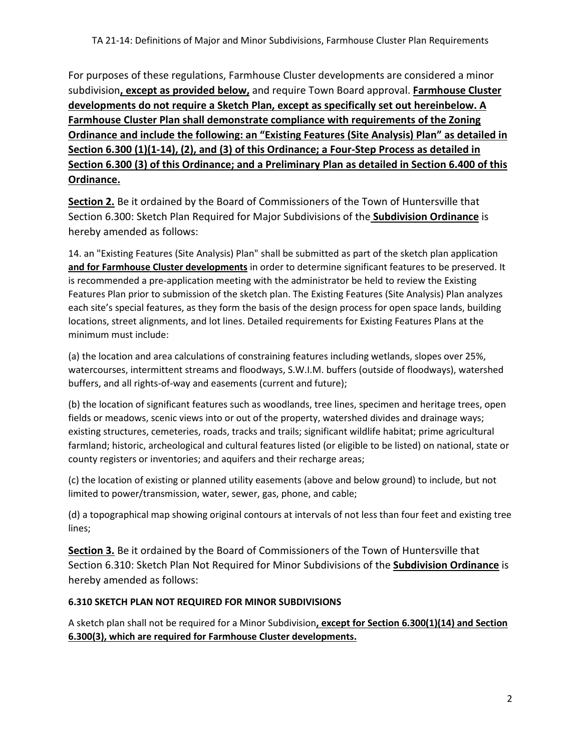For purposes of these regulations, Farmhouse Cluster developments are considered a minor subdivision**, except as provided below,** and require Town Board approval. **Farmhouse Cluster developments do not require a Sketch Plan, except as specifically set out hereinbelow. A Farmhouse Cluster Plan shall demonstrate compliance with requirements of the Zoning Ordinance and include the following: an "Existing Features (Site Analysis) Plan" as detailed in Section 6.300 (1)(1-14), (2), and (3) of this Ordinance; a Four-Step Process as detailed in Section 6.300 (3) of this Ordinance; and a Preliminary Plan as detailed in Section 6.400 of this Ordinance.**

**Section 2.** Be it ordained by the Board of Commissioners of the Town of Huntersville that Section 6.300: Sketch Plan Required for Major Subdivisions of the **Subdivision Ordinance** is hereby amended as follows:

14. an "Existing Features (Site Analysis) Plan" shall be submitted as part of the sketch plan application **and for Farmhouse Cluster developments** in order to determine significant features to be preserved. It is recommended a pre-application meeting with the administrator be held to review the Existing Features Plan prior to submission of the sketch plan. The Existing Features (Site Analysis) Plan analyzes each site's special features, as they form the basis of the design process for open space lands, building locations, street alignments, and lot lines. Detailed requirements for Existing Features Plans at the minimum must include:

(a) the location and area calculations of constraining features including wetlands, slopes over 25%, watercourses, intermittent streams and floodways, S.W.I.M. buffers (outside of floodways), watershed buffers, and all rights-of-way and easements (current and future);

(b) the location of significant features such as woodlands, tree lines, specimen and heritage trees, open fields or meadows, scenic views into or out of the property, watershed divides and drainage ways; existing structures, cemeteries, roads, tracks and trails; significant wildlife habitat; prime agricultural farmland; historic, archeological and cultural features listed (or eligible to be listed) on national, state or county registers or inventories; and aquifers and their recharge areas;

(c) the location of existing or planned utility easements (above and below ground) to include, but not limited to power/transmission, water, sewer, gas, phone, and cable;

(d) a topographical map showing original contours at intervals of not less than four feet and existing tree lines;

**Section 3.** Be it ordained by the Board of Commissioners of the Town of Huntersville that Section 6.310: Sketch Plan Not Required for Minor Subdivisions of the **Subdivision Ordinance** is hereby amended as follows:

**6.310 SKETCH PLAN NOT REQUIRED FOR MINOR SUBDIVISIONS**

A sketch plan shall not be required for a Minor Subdivision**, except for Section 6.300(1)(14) and Section 6.300(3), which are required for Farmhouse Cluster developments.**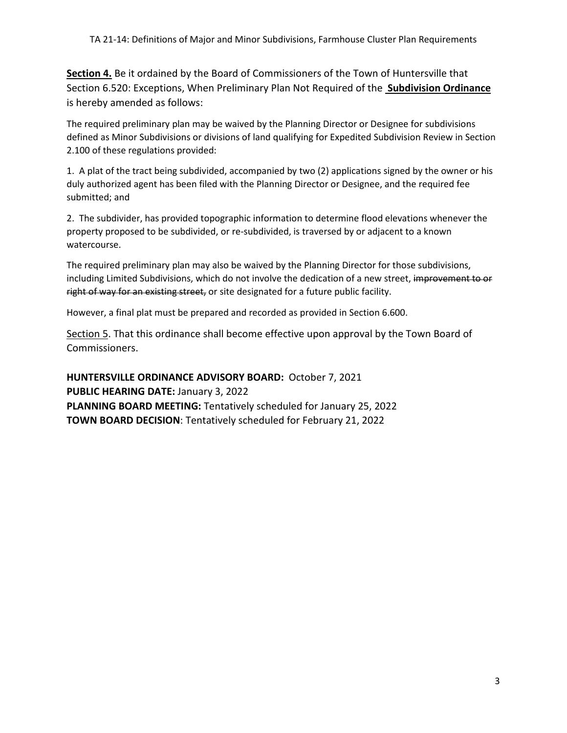**Section 4.** Be it ordained by the Board of Commissioners of the Town of Huntersville that Section 6.520: Exceptions, When Preliminary Plan Not Required of the **Subdivision Ordinance** is hereby amended as follows:

The required preliminary plan may be waived by the Planning Director or Designee for subdivisions defined as Minor Subdivisions or divisions of land qualifying for Expedited Subdivision Review in Section 2.100 of these regulations provided:

1. A plat of the tract being subdivided, accompanied by two (2) applications signed by the owner or his duly authorized agent has been filed with the Planning Director or Designee, and the required fee submitted; and

2. The subdivider, has provided topographic information to determine flood elevations whenever the property proposed to be subdivided, or re-subdivided, is traversed by or adjacent to a known watercourse.

The required preliminary plan may also be waived by the Planning Director for those subdivisions, including Limited Subdivisions, which do not involve the dedication of a new street, ~~improvement to or right of way for an existing street,~~ or site designated for a future public facility.

However, a final plat must be prepared and recorded as provided in Section 6.600.

Section 5. That this ordinance shall become effective upon approval by the Town Board of Commissioners.

**HUNTERSVILLE ORDINANCE ADVISORY BOARD:** October 7, 2021
**PUBLIC HEARING DATE:** January 3, 2022
**PLANNING BOARD MEETING:** Tentatively scheduled for January 25, 2022
**TOWN BOARD DECISION**: Tentatively scheduled for February 21, 2022